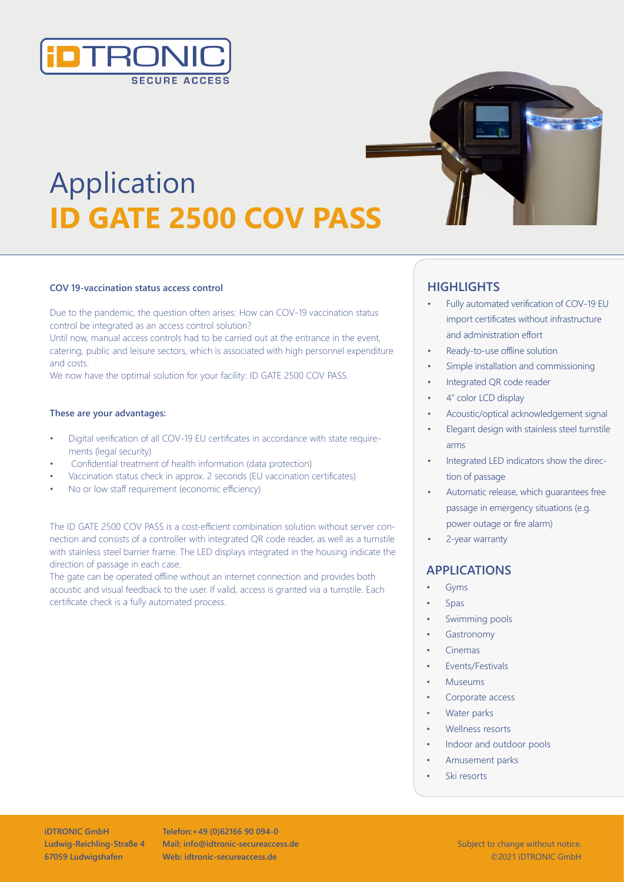# Application
# **ID GATE 2500 COV PASS**

**COV 19-vaccination status access control**

Due to the pandemic, the question often arises: How can COV-19 vaccination status control be integrated as an access control solution?
Until now, manual access controls had to be carried out at the entrance in the event, catering, public and leisure sectors, which is associated with high personnel expenditure and costs.
We now have the optimal solution for your facility: ID GATE 2500 COV PASS.

**These are your advantages:**

- Digital verification of all COV-19 EU certificates in accordance with state requirements (legal security)
- Confidential treatment of health information (data protection)
- Vaccination status check in approx. 2 seconds (EU vaccination certificates)
- No or low staff requirement (economic efficiency)

The ID GATE 2500 COV PASS is a cost-efficient combination solution without server connection and consists of a controller with integrated QR code reader, as well as a turnstile with stainless steel barrier frame. The LED displays integrated in the housing indicate the direction of passage in each case.
The gate can be operated offline without an internet connection and provides both acoustic and visual feedback to the user. If valid, access is granted via a turnstile. Each certificate check is a fully automated process.

## HIGHLIGHTS

- Fully automated verification of COV-19 EU import certificates without infrastructure and administration effort
- Ready-to-use offline solution
- Simple installation and commissioning
- Integrated QR code reader
- 4" color LCD display
- Acoustic/optical acknowledgement signal
- Elegant design with stainless steel turnstile arms
- Integrated LED indicators show the direction of passage
- Automatic release, which guarantees free passage in emergency situations (e.g. power outage or fire alarm)
- 2-year warranty

## APPLICATIONS

- Gyms
- Spas
- Swimming pools
- Gastronomy
- Cinemas
- Events/Festivals
- Museums
- Corporate access
- Water parks
- Wellness resorts
- Indoor and outdoor pools
- Amusement parks
- Ski resorts

**iDTRONIC GmbH**
**Ludwig-Reichling-Straße 4**
**67059 Ludwigshafen**

**Telefon:+49 (0)62166 90 094-0**
**Mail: info@idtronic-secureaccess.de**
**Web: idtronic-secureaccess.de**

Subject to change without notice.
©2021 iDTRONIC GmbH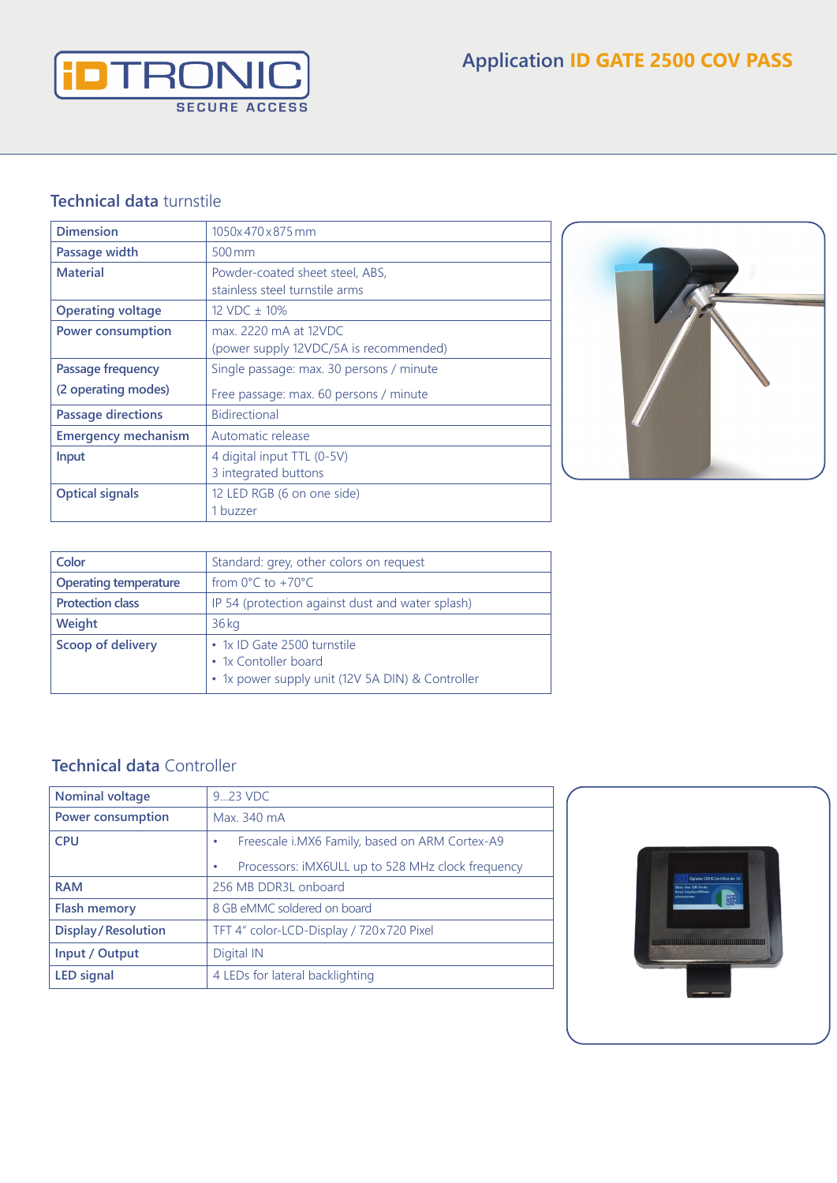# Application ID GATE 2500 COV PASS

## Technical data turnstile

| Dimension | 1050x 470 x 875 mm |
|---|---|
| Passage width | 500 mm |
| Material | Powder-coated sheet steel, ABS, stainless steel turnstile arms |
| Operating voltage | 12 VDC ± 10% |
| Power consumption | max. 2220 mA at 12VDC (power supply 12VDC/5A is recommended) |
| Passage frequency (2 operating modes) | Single passage: max. 30 persons / minute<br>Free passage: max. 60 persons / minute |
| Passage directions | Bidirectional |
| Emergency mechanism | Automatic release |
| Input | 4 digital input TTL (0-5V)<br>3 integrated buttons |
| Optical signals | 12 LED RGB (6 on one side)<br>1 buzzer |

| Color | Standard: grey, other colors on request |
|---|---|
| Operating temperature | from 0°C to +70°C |
| Protection class | IP 54 (protection against dust and water splash) |
| Weight | 36 kg |
| Scoop of delivery | • 1x ID Gate 2500 turnstile<br>• 1x Contoller board<br>• 1x power supply unit (12V 5A DIN) & Controller |

## Technical data Controller

| Nominal voltage | 9...23 VDC |
|---|---|
| Power consumption | Max. 340 mA |
| CPU | • Freescale i.MX6 Family, based on ARM Cortex-A9<br>• Processors: iMX6ULL up to 528 MHz clock frequency |
| RAM | 256 MB DDR3L onboard |
| Flash memory | 8 GB eMMC soldered on board |
| Display / Resolution | TFT 4" color-LCD-Display / 720 x 720 Pixel |
| Input / Output | Digital IN |
| LED signal | 4 LEDs for lateral backlighting |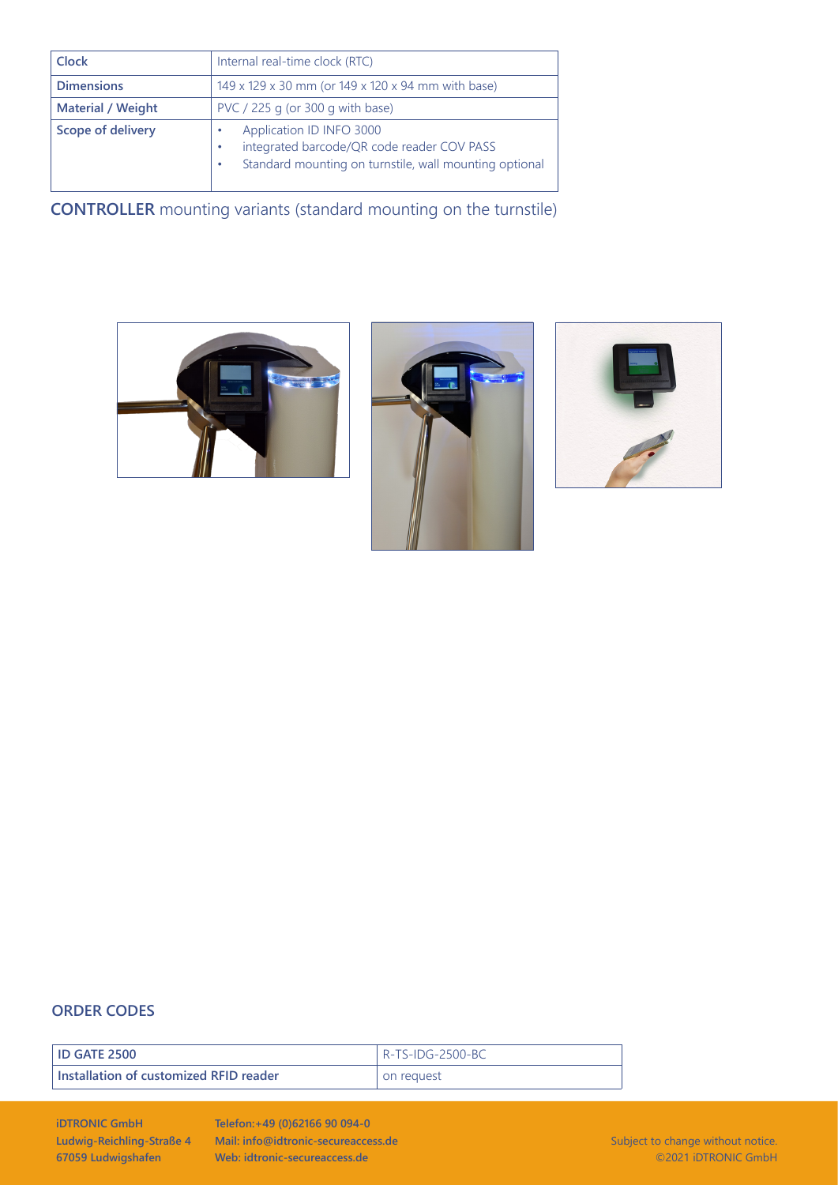| | |
|---|---|
| **Clock** | Internal real-time clock (RTC) |
| **Dimensions** | 149 x 129 x 30 mm (or 149 x 120 x 94 mm with base) |
| **Material / Weight** | PVC / 225 g (or 300 g with base) |
| **Scope of delivery** | • Application ID INFO 3000<br>• integrated barcode/QR code reader COV PASS<br>• Standard mounting on turnstile, wall mounting optional |

**CONTROLLER** mounting variants (standard mounting on the turnstile)

## ORDER CODES

| | |
|---|---|
| **ID GATE 2500** | R-TS-IDG-2500-BC |
| **Installation of customized RFID reader** | on request |

**iDTRONIC GmbH**
**Ludwig-Reichling-Straße 4**
**67059 Ludwigshafen**

**Telefon:+49 (0)62166 90 094-0**
**Mail: info@idtronic-secureaccess.de**
**Web: idtronic-secureaccess.de**

Subject to change without notice.
©2021 iDTRONIC GmbH